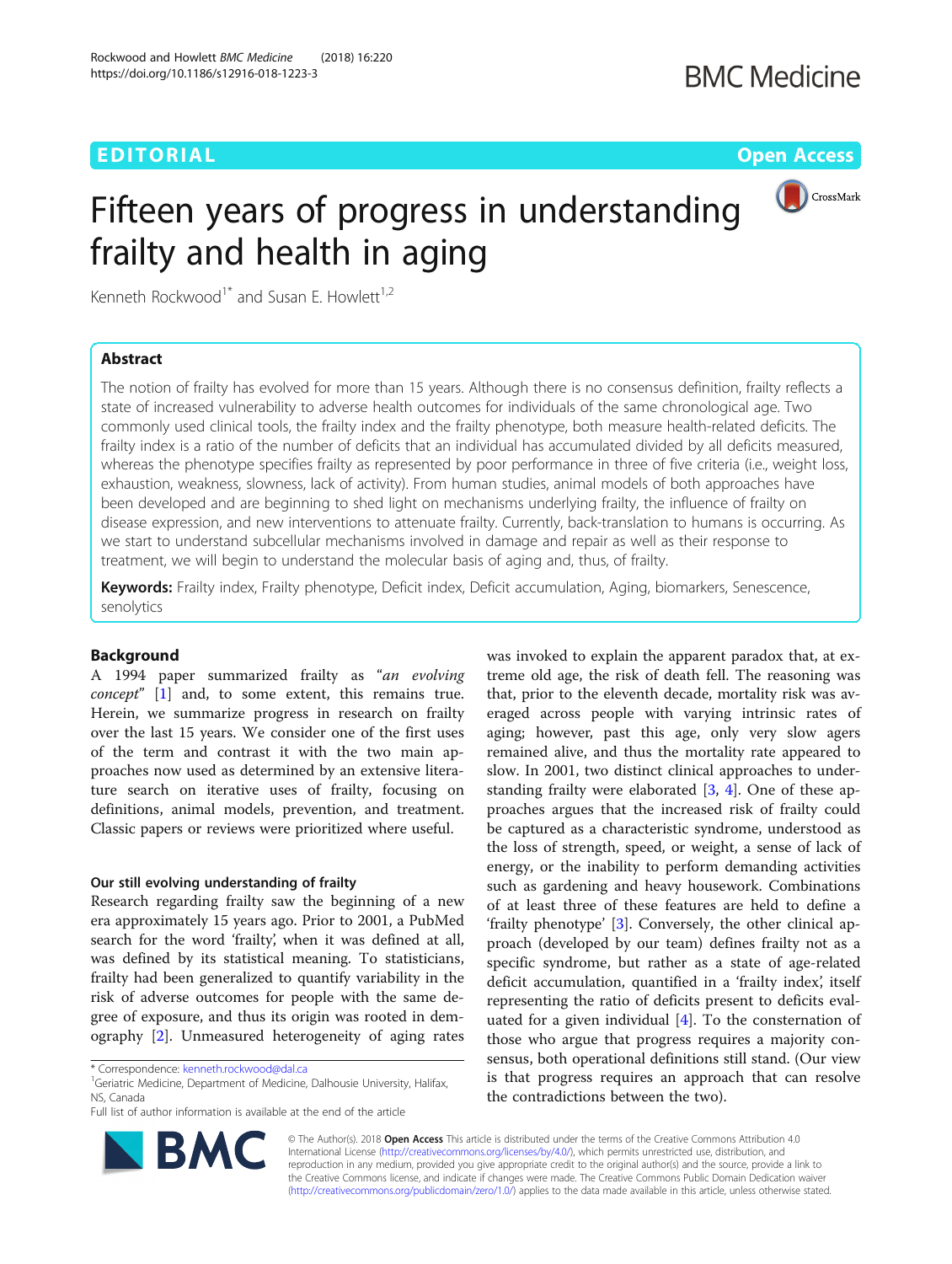EDITORIAL

Open Access

# Fifteen years of progress in understanding frailty and health in aging

Kenneth Rockwood[1*] and Susan E. Howlett[1,2]

## Abstract

The notion of frailty has evolved for more than 15 years. Although there is no consensus definition, frailty reflects a state of increased vulnerability to adverse health outcomes for individuals of the same chronological age. Two commonly used clinical tools, the frailty index and the frailty phenotype, both measure health-related deficits. The frailty index is a ratio of the number of deficits that an individual has accumulated divided by all deficits measured, whereas the phenotype specifies frailty as represented by poor performance in three of five criteria (i.e., weight loss, exhaustion, weakness, slowness, lack of activity). From human studies, animal models of both approaches have been developed and are beginning to shed light on mechanisms underlying frailty, the influence of frailty on disease expression, and new interventions to attenuate frailty. Currently, back-translation to humans is occurring. As we start to understand subcellular mechanisms involved in damage and repair as well as their response to treatment, we will begin to understand the molecular basis of aging and, thus, of frailty.

**Keywords:** Frailty index, Frailty phenotype, Deficit index, Deficit accumulation, Aging, biomarkers, Senescence, senolytics

## Background

A 1994 paper summarized frailty as *"an evolving concept"* [1] and, to some extent, this remains true. Herein, we summarize progress in research on frailty over the last 15 years. We consider one of the first uses of the term and contrast it with the two main approaches now used as determined by an extensive literature search on iterative uses of frailty, focusing on definitions, animal models, prevention, and treatment. Classic papers or reviews were prioritized where useful.

### Our still evolving understanding of frailty

Research regarding frailty saw the beginning of a new era approximately 15 years ago. Prior to 2001, a PubMed search for the word 'frailty', when it was defined at all, was defined by its statistical meaning. To statisticians, frailty had been generalized to quantify variability in the risk of adverse outcomes for people with the same degree of exposure, and thus its origin was rooted in demography [2]. Unmeasured heterogeneity of aging rates was invoked to explain the apparent paradox that, at extreme old age, the risk of death fell. The reasoning was that, prior to the eleventh decade, mortality risk was averaged across people with varying intrinsic rates of aging; however, past this age, only very slow agers remained alive, and thus the mortality rate appeared to slow. In 2001, two distinct clinical approaches to understanding frailty were elaborated [3, 4]. One of these approaches argues that the increased risk of frailty could be captured as a characteristic syndrome, understood as the loss of strength, speed, or weight, a sense of lack of energy, or the inability to perform demanding activities such as gardening and heavy housework. Combinations of at least three of these features are held to define a 'frailty phenotype' [3]. Conversely, the other clinical approach (developed by our team) defines frailty not as a specific syndrome, but rather as a state of age-related deficit accumulation, quantified in a 'frailty index', itself representing the ratio of deficits present to deficits evaluated for a given individual [4]. To the consternation of those who argue that progress requires a majority consensus, both operational definitions still stand. (Our view is that progress requires an approach that can resolve the contradictions between the two).

\* Correspondence: kenneth.rockwood@dal.ca
[1]Geriatric Medicine, Department of Medicine, Dalhousie University, Halifax, NS, Canada
Full list of author information is available at the end of the article

© The Author(s). 2018 **Open Access** This article is distributed under the terms of the Creative Commons Attribution 4.0 International License (http://creativecommons.org/licenses/by/4.0/), which permits unrestricted use, distribution, and reproduction in any medium, provided you give appropriate credit to the original author(s) and the source, provide a link to the Creative Commons license, and indicate if changes were made. The Creative Commons Public Domain Dedication waiver (http://creativecommons.org/publicdomain/zero/1.0/) applies to the data made available in this article, unless otherwise stated.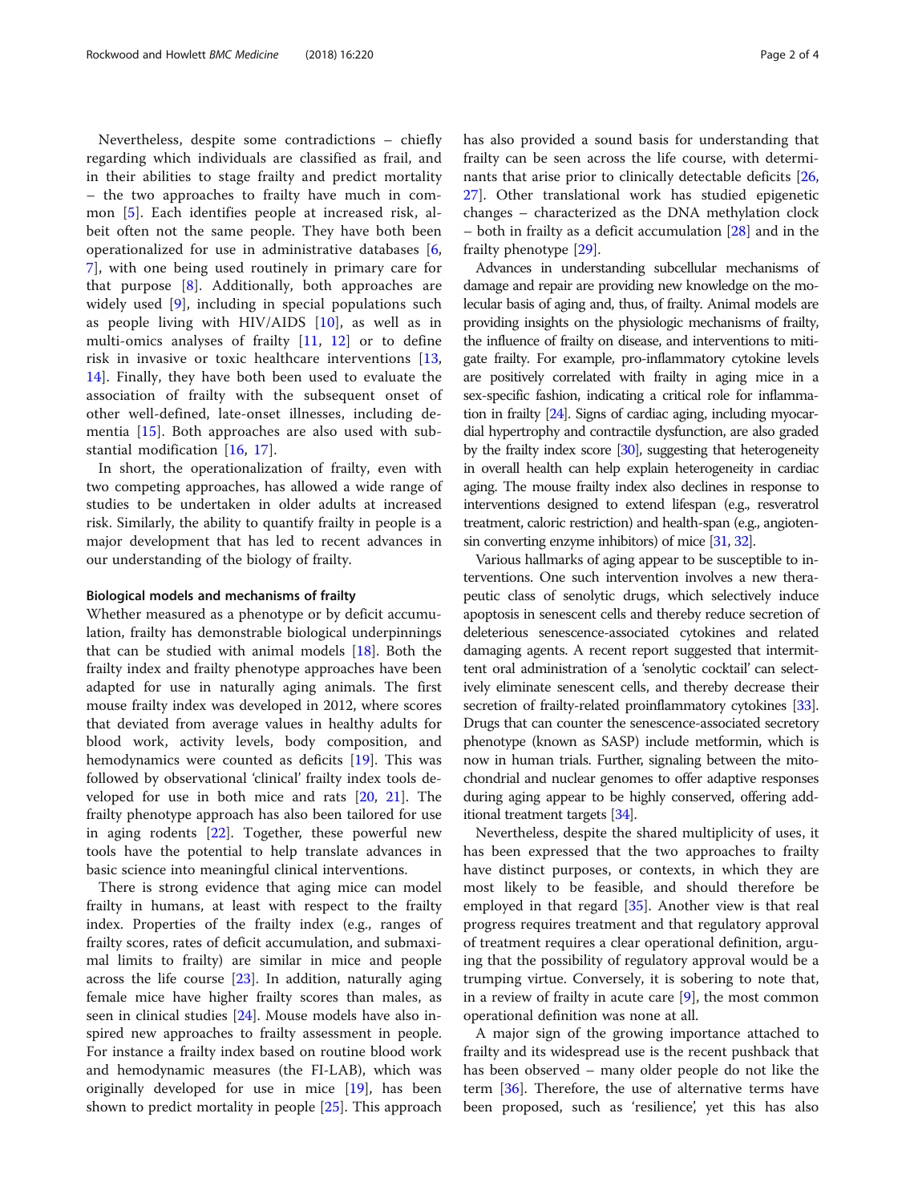Nevertheless, despite some contradictions – chiefly regarding which individuals are classified as frail, and in their abilities to stage frailty and predict mortality – the two approaches to frailty have much in common [5]. Each identifies people at increased risk, albeit often not the same people. They have both been operationalized for use in administrative databases [6, 7], with one being used routinely in primary care for that purpose [8]. Additionally, both approaches are widely used [9], including in special populations such as people living with HIV/AIDS [10], as well as in multi-omics analyses of frailty [11, 12] or to define risk in invasive or toxic healthcare interventions [13, 14]. Finally, they have both been used to evaluate the association of frailty with the subsequent onset of other well-defined, late-onset illnesses, including dementia [15]. Both approaches are also used with substantial modification [16, 17].

In short, the operationalization of frailty, even with two competing approaches, has allowed a wide range of studies to be undertaken in older adults at increased risk. Similarly, the ability to quantify frailty in people is a major development that has led to recent advances in our understanding of the biology of frailty.

### Biological models and mechanisms of frailty

Whether measured as a phenotype or by deficit accumulation, frailty has demonstrable biological underpinnings that can be studied with animal models [18]. Both the frailty index and frailty phenotype approaches have been adapted for use in naturally aging animals. The first mouse frailty index was developed in 2012, where scores that deviated from average values in healthy adults for blood work, activity levels, body composition, and hemodynamics were counted as deficits [19]. This was followed by observational 'clinical' frailty index tools developed for use in both mice and rats [20, 21]. The frailty phenotype approach has also been tailored for use in aging rodents [22]. Together, these powerful new tools have the potential to help translate advances in basic science into meaningful clinical interventions.

There is strong evidence that aging mice can model frailty in humans, at least with respect to the frailty index. Properties of the frailty index (e.g., ranges of frailty scores, rates of deficit accumulation, and submaximal limits to frailty) are similar in mice and people across the life course [23]. In addition, naturally aging female mice have higher frailty scores than males, as seen in clinical studies [24]. Mouse models have also inspired new approaches to frailty assessment in people. For instance a frailty index based on routine blood work and hemodynamic measures (the FI-LAB), which was originally developed for use in mice [19], has been shown to predict mortality in people [25]. This approach has also provided a sound basis for understanding that frailty can be seen across the life course, with determinants that arise prior to clinically detectable deficits [26, 27]. Other translational work has studied epigenetic changes – characterized as the DNA methylation clock – both in frailty as a deficit accumulation [28] and in the frailty phenotype [29].

Advances in understanding subcellular mechanisms of damage and repair are providing new knowledge on the molecular basis of aging and, thus, of frailty. Animal models are providing insights on the physiologic mechanisms of frailty, the influence of frailty on disease, and interventions to mitigate frailty. For example, pro-inflammatory cytokine levels are positively correlated with frailty in aging mice in a sex-specific fashion, indicating a critical role for inflammation in frailty [24]. Signs of cardiac aging, including myocardial hypertrophy and contractile dysfunction, are also graded by the frailty index score [30], suggesting that heterogeneity in overall health can help explain heterogeneity in cardiac aging. The mouse frailty index also declines in response to interventions designed to extend lifespan (e.g., resveratrol treatment, caloric restriction) and health-span (e.g., angiotensin converting enzyme inhibitors) of mice [31, 32].

Various hallmarks of aging appear to be susceptible to interventions. One such intervention involves a new therapeutic class of senolytic drugs, which selectively induce apoptosis in senescent cells and thereby reduce secretion of deleterious senescence-associated cytokines and related damaging agents. A recent report suggested that intermittent oral administration of a 'senolytic cocktail' can selectively eliminate senescent cells, and thereby decrease their secretion of frailty-related proinflammatory cytokines [33]. Drugs that can counter the senescence-associated secretory phenotype (known as SASP) include metformin, which is now in human trials. Further, signaling between the mitochondrial and nuclear genomes to offer adaptive responses during aging appear to be highly conserved, offering additional treatment targets [34].

Nevertheless, despite the shared multiplicity of uses, it has been expressed that the two approaches to frailty have distinct purposes, or contexts, in which they are most likely to be feasible, and should therefore be employed in that regard [35]. Another view is that real progress requires treatment and that regulatory approval of treatment requires a clear operational definition, arguing that the possibility of regulatory approval would be a trumping virtue. Conversely, it is sobering to note that, in a review of frailty in acute care [9], the most common operational definition was none at all.

A major sign of the growing importance attached to frailty and its widespread use is the recent pushback that has been observed – many older people do not like the term [36]. Therefore, the use of alternative terms have been proposed, such as 'resilience', yet this has also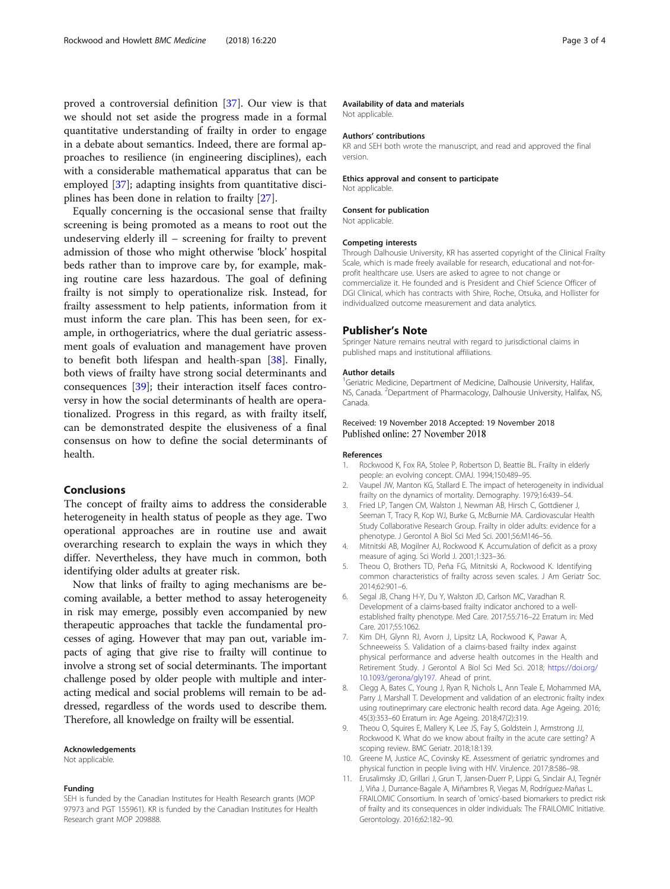proved a controversial definition [37]. Our view is that we should not set aside the progress made in a formal quantitative understanding of frailty in order to engage in a debate about semantics. Indeed, there are formal approaches to resilience (in engineering disciplines), each with a considerable mathematical apparatus that can be employed [37]; adapting insights from quantitative disciplines has been done in relation to frailty [27].

Equally concerning is the occasional sense that frailty screening is being promoted as a means to root out the undeserving elderly ill – screening for frailty to prevent admission of those who might otherwise 'block' hospital beds rather than to improve care by, for example, making routine care less hazardous. The goal of defining frailty is not simply to operationalize risk. Instead, for frailty assessment to help patients, information from it must inform the care plan. This has been seen, for example, in orthogeriatrics, where the dual geriatric assessment goals of evaluation and management have proven to benefit both lifespan and health-span [38]. Finally, both views of frailty have strong social determinants and consequences [39]; their interaction itself faces controversy in how the social determinants of health are operationalized. Progress in this regard, as with frailty itself, can be demonstrated despite the elusiveness of a final consensus on how to define the social determinants of health.

## Conclusions

The concept of frailty aims to address the considerable heterogeneity in health status of people as they age. Two operational approaches are in routine use and await overarching research to explain the ways in which they differ. Nevertheless, they have much in common, both identifying older adults at greater risk.

Now that links of frailty to aging mechanisms are becoming available, a better method to assay heterogeneity in risk may emerge, possibly even accompanied by new therapeutic approaches that tackle the fundamental processes of aging. However that may pan out, variable impacts of aging that give rise to frailty will continue to involve a strong set of social determinants. The important challenge posed by older people with multiple and interacting medical and social problems will remain to be addressed, regardless of the words used to describe them. Therefore, all knowledge on frailty will be essential.

#### Acknowledgements

Not applicable.

#### Funding

SEH is funded by the Canadian Institutes for Health Research grants (MOP 97973 and PGT 155961). KR is funded by the Canadian Institutes for Health Research grant MOP 209888.

#### Availability of data and materials

Not applicable.

#### Authors' contributions

KR and SEH both wrote the manuscript, and read and approved the final version.

#### Ethics approval and consent to participate

Not applicable.

#### Consent for publication

Not applicable.

#### Competing interests

Through Dalhousie University, KR has asserted copyright of the Clinical Frailty Scale, which is made freely available for research, educational and not-for-profit healthcare use. Users are asked to agree to not change or commercialize it. He founded and is President and Chief Science Officer of DGI Clinical, which has contracts with Shire, Roche, Otsuka, and Hollister for individualized outcome measurement and data analytics.

## Publisher's Note

Springer Nature remains neutral with regard to jurisdictional claims in published maps and institutional affiliations.

#### Author details

[1]Geriatric Medicine, Department of Medicine, Dalhousie University, Halifax, NS, Canada. [2]Department of Pharmacology, Dalhousie University, Halifax, NS, Canada.

Received: 19 November 2018 Accepted: 19 November 2018
Published online: 27 November 2018

#### References

1. Rockwood K, Fox RA, Stolee P, Robertson D, Beattie BL. Frailty in elderly people: an evolving concept. CMAJ. 1994;150:489–95.
2. Vaupel JW, Manton KG, Stallard E. The impact of heterogeneity in individual frailty on the dynamics of mortality. Demography. 1979;16:439–54.
3. Fried LP, Tangen CM, Walston J, Newman AB, Hirsch C, Gottdiener J, Seeman T, Tracy R, Kop WJ, Burke G, McBurnie MA. Cardiovascular Health Study Collaborative Research Group. Frailty in older adults: evidence for a phenotype. J Gerontol A Biol Sci Med Sci. 2001;56:M146–56.
4. Mitnitski AB, Mogilner AJ, Rockwood K. Accumulation of deficit as a proxy measure of aging. Sci World J. 2001;1:323–36.
5. Theou O, Brothers TD, Peña FG, Mitnitski A, Rockwood K. Identifying common characteristics of frailty across seven scales. J Am Geriatr Soc. 2014;62:901–6.
6. Segal JB, Chang H-Y, Du Y, Walston JD, Carlson MC, Varadhan R. Development of a claims-based frailty indicator anchored to a well-established frailty phenotype. Med Care. 2017;55:716–22 Erratum in: Med Care. 2017;55:1062.
7. Kim DH, Glynn RJ, Avorn J, Lipsitz LA, Rockwood K, Pawar A, Schneeweiss S. Validation of a claims-based frailty index against physical performance and adverse health outcomes in the Health and Retirement Study. J Gerontol A Biol Sci Med Sci. 2018; https://doi.org/10.1093/gerona/gly197. Ahead of print.
8. Clegg A, Bates C, Young J, Ryan R, Nichols L, Ann Teale E, Mohammed MA, Parry J, Marshall T. Development and validation of an electronic frailty index using routineprimary care electronic health record data. Age Ageing. 2016; 45(3):353–60 Erratum in: Age Ageing. 2018;47(2):319.
9. Theou O, Squires E, Mallery K, Lee JS, Fay S, Goldstein J, Armstrong JJ, Rockwood K. What do we know about frailty in the acute care setting? A scoping review. BMC Geriatr. 2018;18:139.
10. Greene M, Justice AC, Covinsky KE. Assessment of geriatric syndromes and physical function in people living with HIV. Virulence. 2017;8:586–98.
11. Erusalimsky JD, Grillari J, Grun T, Jansen-Duerr P, Lippi G, Sinclair AJ, Tegnér J, Viña J, Durrance-Bagale A, Miñambres R, Viegas M, Rodríguez-Mañas L. FRAILOMIC Consortium. In search of 'omics'-based biomarkers to predict risk of frailty and its consequences in older individuals: The FRAILOMIC Initiative. Gerontology. 2016;62:182–90.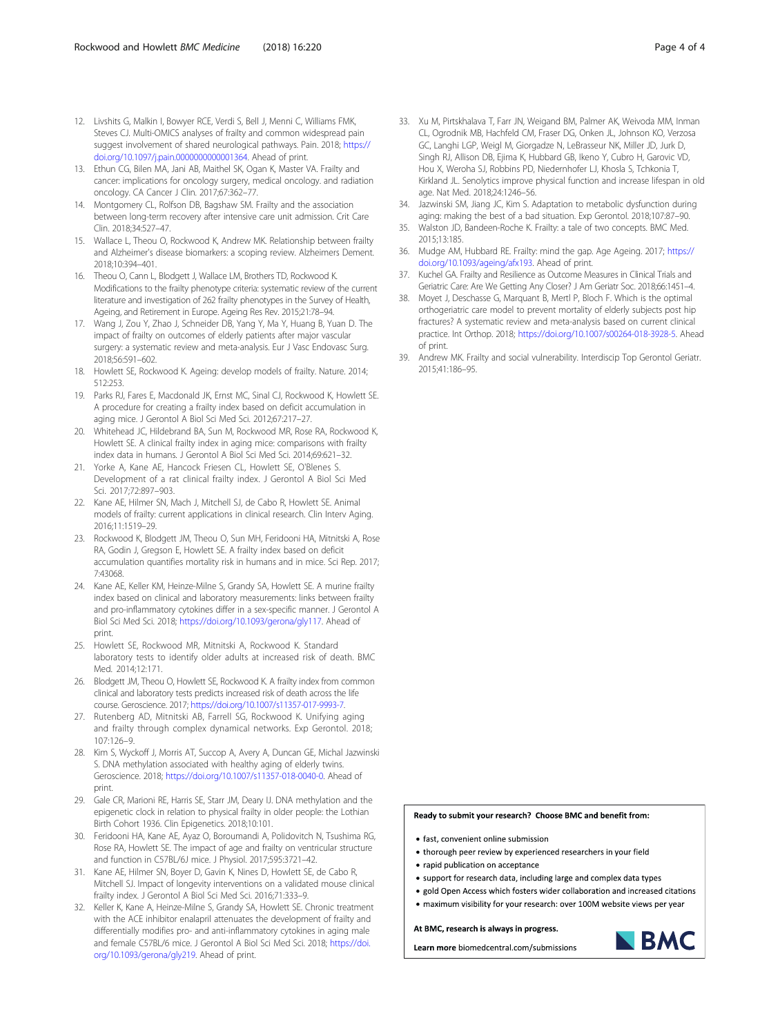12. Livshits G, Malkin I, Bowyer RCE, Verdi S, Bell J, Menni C, Williams FMK, Steves CJ. Multi-OMICS analyses of frailty and common widespread pain suggest involvement of shared neurological pathways. Pain. 2018; https://doi.org/10.1097/j.pain.0000000000001364. Ahead of print.
13. Ethun CG, Bilen MA, Jani AB, Maithel SK, Ogan K, Master VA. Frailty and cancer: implications for oncology surgery, medical oncology. and radiation oncology. CA Cancer J Clin. 2017;67:362–77.
14. Montgomery CL, Rolfson DB, Bagshaw SM. Frailty and the association between long-term recovery after intensive care unit admission. Crit Care Clin. 2018;34:527–47.
15. Wallace L, Theou O, Rockwood K, Andrew MK. Relationship between frailty and Alzheimer's disease biomarkers: a scoping review. Alzheimers Dement. 2018;10:394–401.
16. Theou O, Cann L, Blodgett J, Wallace LM, Brothers TD, Rockwood K. Modifications to the frailty phenotype criteria: systematic review of the current literature and investigation of 262 frailty phenotypes in the Survey of Health, Ageing, and Retirement in Europe. Ageing Res Rev. 2015;21:78–94.
17. Wang J, Zou Y, Zhao J, Schneider DB, Yang Y, Ma Y, Huang B, Yuan D. The impact of frailty on outcomes of elderly patients after major vascular surgery: a systematic review and meta-analysis. Eur J Vasc Endovasc Surg. 2018;56:591–602.
18. Howlett SE, Rockwood K. Ageing: develop models of frailty. Nature. 2014; 512:253.
19. Parks RJ, Fares E, Macdonald JK, Ernst MC, Sinal CJ, Rockwood K, Howlett SE. A procedure for creating a frailty index based on deficit accumulation in aging mice. J Gerontol A Biol Sci Med Sci. 2012;67:217–27.
20. Whitehead JC, Hildebrand BA, Sun M, Rockwood MR, Rose RA, Rockwood K, Howlett SE. A clinical frailty index in aging mice: comparisons with frailty index data in humans. J Gerontol A Biol Sci Med Sci. 2014;69:621–32.
21. Yorke A, Kane AE, Hancock Friesen CL, Howlett SE, O'Blenes S. Development of a rat clinical frailty index. J Gerontol A Biol Sci Med Sci. 2017;72:897–903.
22. Kane AE, Hilmer SN, Mach J, Mitchell SJ, de Cabo R, Howlett SE. Animal models of frailty: current applications in clinical research. Clin Interv Aging. 2016;11:1519–29.
23. Rockwood K, Blodgett JM, Theou O, Sun MH, Feridooni HA, Mitnitski A, Rose RA, Godin J, Gregson E, Howlett SE. A frailty index based on deficit accumulation quantifies mortality risk in humans and in mice. Sci Rep. 2017; 7:43068.
24. Kane AE, Keller KM, Heinze-Milne S, Grandy SA, Howlett SE. A murine frailty index based on clinical and laboratory measurements: links between frailty and pro-inflammatory cytokines differ in a sex-specific manner. J Gerontol A Biol Sci Med Sci. 2018; https://doi.org/10.1093/gerona/gly117. Ahead of print.
25. Howlett SE, Rockwood MR, Mitnitski A, Rockwood K. Standard laboratory tests to identify older adults at increased risk of death. BMC Med. 2014;12:171.
26. Blodgett JM, Theou O, Howlett SE, Rockwood K. A frailty index from common clinical and laboratory tests predicts increased risk of death across the life course. Geroscience. 2017; https://doi.org/10.1007/s11357-017-9993-7.
27. Rutenberg AD, Mitnitski AB, Farrell SG, Rockwood K. Unifying aging and frailty through complex dynamical networks. Exp Gerontol. 2018; 107:126–9.
28. Kim S, Wyckoff J, Morris AT, Succop A, Avery A, Duncan GE, Michal Jazwinski S. DNA methylation associated with healthy aging of elderly twins. Geroscience. 2018; https://doi.org/10.1007/s11357-018-0040-0. Ahead of print.
29. Gale CR, Marioni RE, Harris SE, Starr JM, Deary IJ. DNA methylation and the epigenetic clock in relation to physical frailty in older people: the Lothian Birth Cohort 1936. Clin Epigenetics. 2018;10:101.
30. Feridooni HA, Kane AE, Ayaz O, Boroumandi A, Polidovitch N, Tsushima RG, Rose RA, Howlett SE. The impact of age and frailty on ventricular structure and function in C57BL/6J mice. J Physiol. 2017;595:3721–42.
31. Kane AE, Hilmer SN, Boyer D, Gavin K, Nines D, Howlett SE, de Cabo R, Mitchell SJ. Impact of longevity interventions on a validated mouse clinical frailty index. J Gerontol A Biol Sci Med Sci. 2016;71:333–9.
32. Keller K, Kane A, Heinze-Milne S, Grandy SA, Howlett SE. Chronic treatment with the ACE inhibitor enalapril attenuates the development of frailty and differentially modifies pro- and anti-inflammatory cytokines in aging male and female C57BL/6 mice. J Gerontol A Biol Sci Med Sci. 2018; https://doi.org/10.1093/gerona/gly219. Ahead of print.
33. Xu M, Pirtskhalava T, Farr JN, Weigand BM, Palmer AK, Weivoda MM, Inman CL, Ogrodnik MB, Hachfeld CM, Fraser DG, Onken JL, Johnson KO, Verzosa GC, Langhi LGP, Weigl M, Giorgadze N, LeBrasseur NK, Miller JD, Jurk D, Singh RJ, Allison DB, Ejima K, Hubbard GB, Ikeno Y, Cubro H, Garovic VD, Hou X, Weroha SJ, Robbins PD, Niedernhofer LJ, Khosla S, Tchkonia T, Kirkland JL. Senolytics improve physical function and increase lifespan in old age. Nat Med. 2018;24:1246–56.
34. Jazwinski SM, Jiang JC, Kim S. Adaptation to metabolic dysfunction during aging: making the best of a bad situation. Exp Gerontol. 2018;107:87–90.
35. Walston JD, Bandeen-Roche K. Frailty: a tale of two concepts. BMC Med. 2015;13:185.
36. Mudge AM, Hubbard RE. Frailty: mind the gap. Age Ageing. 2017; https://doi.org/10.1093/ageing/afx193. Ahead of print.
37. Kuchel GA. Frailty and Resilience as Outcome Measures in Clinical Trials and Geriatric Care: Are We Getting Any Closer? J Am Geriatr Soc. 2018;66:1451–4.
38. Moyet J, Deschasse G, Marquant B, Mertl P, Bloch F. Which is the optimal orthogeriatric care model to prevent mortality of elderly subjects post hip fractures? A systematic review and meta-analysis based on current clinical practice. Int Orthop. 2018; https://doi.org/10.1007/s00264-018-3928-5. Ahead of print.
39. Andrew MK. Frailty and social vulnerability. Interdiscip Top Gerontol Geriatr. 2015;41:186–95.

**Ready to submit your research? Choose BMC and benefit from:**

- fast, convenient online submission
- thorough peer review by experienced researchers in your field
- rapid publication on acceptance
- support for research data, including large and complex data types
- gold Open Access which fosters wider collaboration and increased citations
- maximum visibility for your research: over 100M website views per year

**At BMC, research is always in progress.**

**Learn more** biomedcentral.com/submissions

BMC